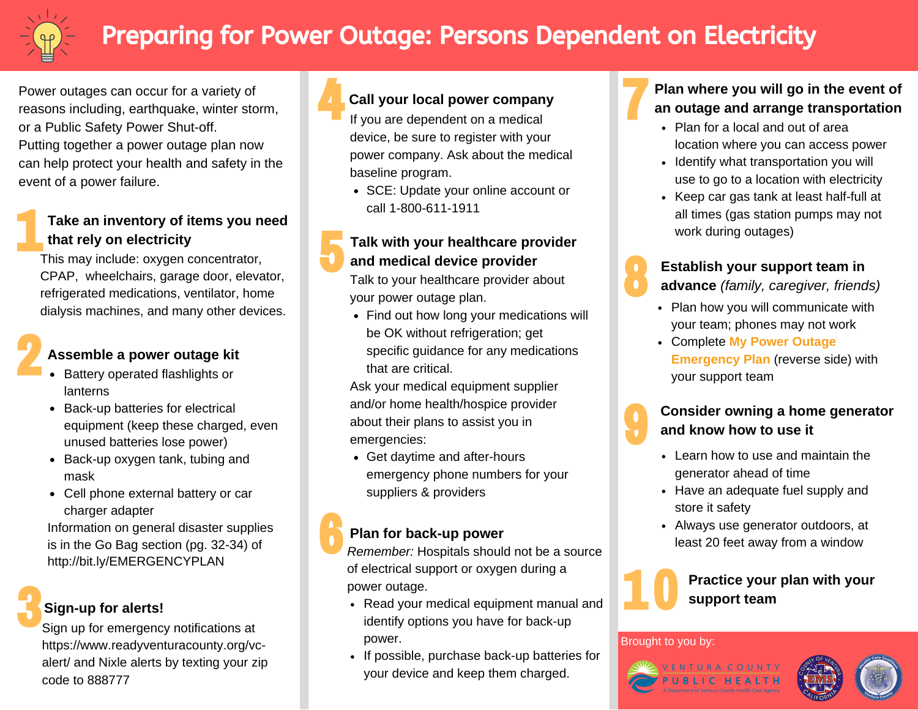# Preparing for Power Outage: Persons Dependent on Electricity

Power outages can occur for a variety of reasons including, earthquake, winter storm, or a Public Safety Power Shut-off. Putting together a power outage plan now can help protect your health and safety in the event of a power failure.

## 1 Take an inventory of items you need that rely on electricity

This may include: oxygen concentrator, CPAP, wheelchairs, garage door, elevator, refrigerated medications, ventilator, home dialysis machines, and many other devices.

## 2 Assemble a power outage kit

- Battery operated flashlights or lanterns
- Back-up batteries for electrical equipment (keep these charged, even unused batteries lose power)
- Back-up oxygen tank, tubing and mask
- Cell phone external battery or car charger adapter

Information on general disaster supplies is in the Go Bag section (pg. 32-34) of http://bit.ly/EMERGENCYPLAN

## 3 Sign-up for alerts!

Sign up for emergency notifications at https://www.readyventuracounty.org/vc-alert/ and Nixle alerts by texting your zip code to 888777

## 4 Call your local power company

If you are dependent on a medical device, be sure to register with your power company. Ask about the medical baseline program.

- SCE: Update your online account or call 1-800-611-1911

## 5 Talk with your healthcare provider and medical device provider

Talk to your healthcare provider about your power outage plan.

- Find out how long your medications will be OK without refrigeration; get specific guidance for any medications that are critical.

Ask your medical equipment supplier and/or home health/hospice provider about their plans to assist you in emergencies:

- Get daytime and after-hours emergency phone numbers for your suppliers & providers

## 6 Plan for back-up power

*Remember:* Hospitals should not be a source of electrical support or oxygen during a power outage.

- Read your medical equipment manual and identify options you have for back-up power.
- If possible, purchase back-up batteries for your device and keep them charged.

## 7 Plan where you will go in the event of an outage and arrange transportation

- Plan for a local and out of area location where you can access power
- Identify what transportation you will use to go to a location with electricity
- Keep car gas tank at least half-full at all times (gas station pumps may not work during outages)

## 8 Establish your support team in advance *(family, caregiver, friends)*

- Plan how you will communicate with your team; phones may not work
- Complete **My Power Outage Emergency Plan** (reverse side) with your support team

## 9 Consider owning a home generator and know how to use it

- Learn how to use and maintain the generator ahead of time
- Have an adequate fuel supply and store it safely
- Always use generator outdoors, at least 20 feet away from a window

## 10 Practice your plan with your support team

Brought to you by:

VENTURA COUNTY PUBLIC HEALTH
A Department of Ventura County Health Care Agency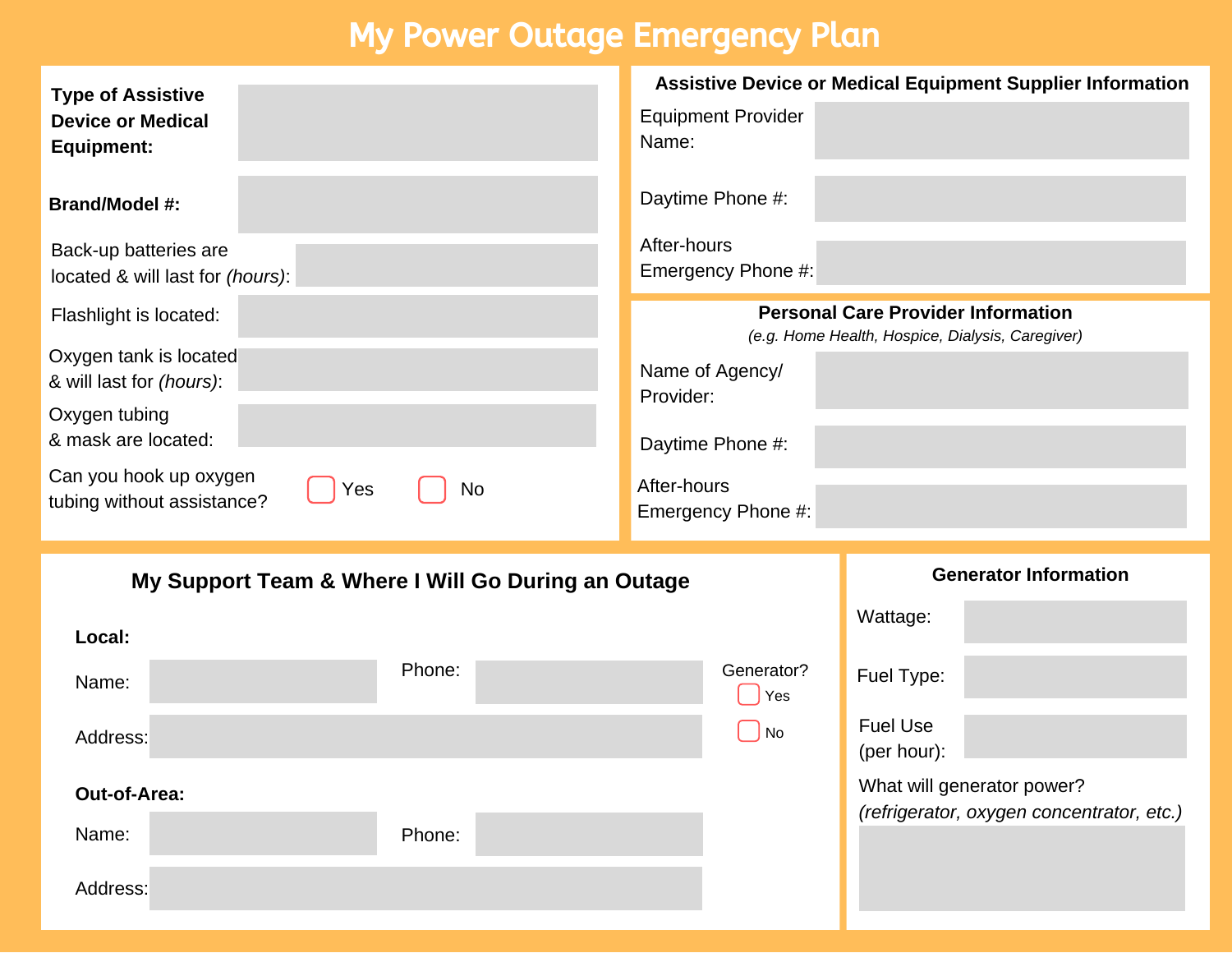# My Power Outage Emergency Plan

**Type of Assistive Device or Medical Equipment:**

**Brand/Model #:**

Back-up batteries are located & will last for *(hours)*:

Flashlight is located:

Oxygen tank is located & will last for *(hours)*:

Oxygen tubing & mask are located:

Can you hook up oxygen tubing without assistance? ☐ Yes ☐ No

## Assistive Device or Medical Equipment Supplier Information

Equipment Provider Name:

Daytime Phone #:

After-hours Emergency Phone #:

## Personal Care Provider Information

*(e.g. Home Health, Hospice, Dialysis, Caregiver)*

Name of Agency/ Provider:

Daytime Phone #:

After-hours Emergency Phone #:

## My Support Team & Where I Will Go During an Outage

**Local:**

Name:

Phone:

Generator? ☐ Yes ☐ No

Address:

**Out-of-Area:**

Name:

Phone:

Address:

## Generator Information

Wattage:

Fuel Type:

Fuel Use (per hour):

What will generator power? *(refrigerator, oxygen concentrator, etc.)*